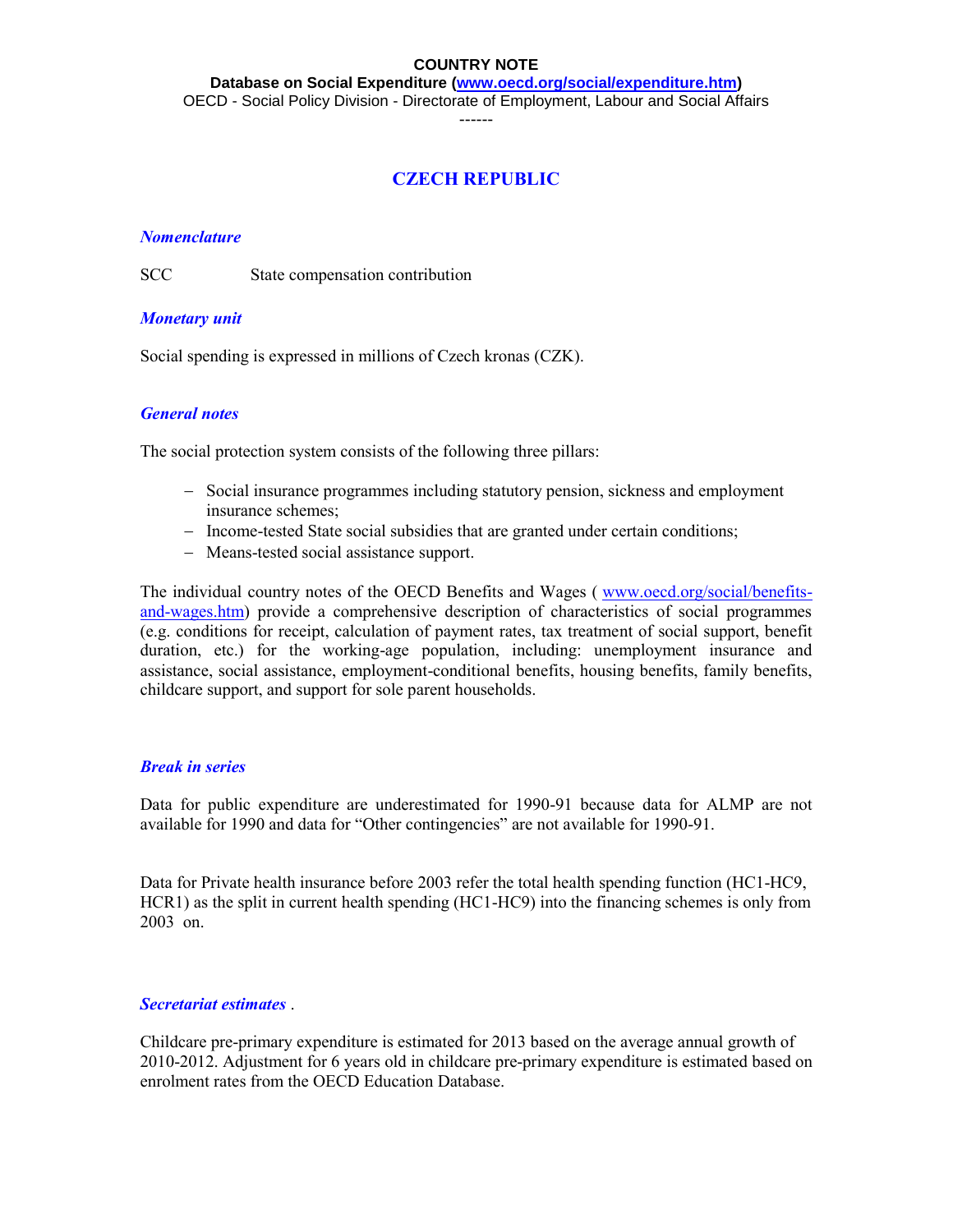**COUNTRY NOTE**

**Database on Social Expenditure (www.oecd.org/social/expenditure.htm)**

OECD - Social Policy Division - Directorate of Employment, Labour and Social Affairs

------

# CZECH REPUBLIC

### *Nomenclature*

SCC State compensation contribution

### *Monetary unit*

Social spending is expressed in millions of Czech kronas (CZK).

### *General notes*

The social protection system consists of the following three pillars:

- Social insurance programmes including statutory pension, sickness and employment insurance schemes;
- Income-tested State social subsidies that are granted under certain conditions;
- Means-tested social assistance support.

The individual country notes of the OECD Benefits and Wages ( www.oecd.org/social/benefits-and-wages.htm) provide a comprehensive description of characteristics of social programmes (e.g. conditions for receipt, calculation of payment rates, tax treatment of social support, benefit duration, etc.) for the working-age population, including: unemployment insurance and assistance, social assistance, employment-conditional benefits, housing benefits, family benefits, childcare support, and support for sole parent households.

### *Break in series*

Data for public expenditure are underestimated for 1990-91 because data for ALMP are not available for 1990 and data for "Other contingencies" are not available for 1990-91.

Data for Private health insurance before 2003 refer the total health spending function (HC1-HC9, HCR1) as the split in current health spending (HC1-HC9) into the financing schemes is only from 2003 on.

### *Secretariat estimates* .

Childcare pre-primary expenditure is estimated for 2013 based on the average annual growth of 2010-2012. Adjustment for 6 years old in childcare pre-primary expenditure is estimated based on enrolment rates from the OECD Education Database.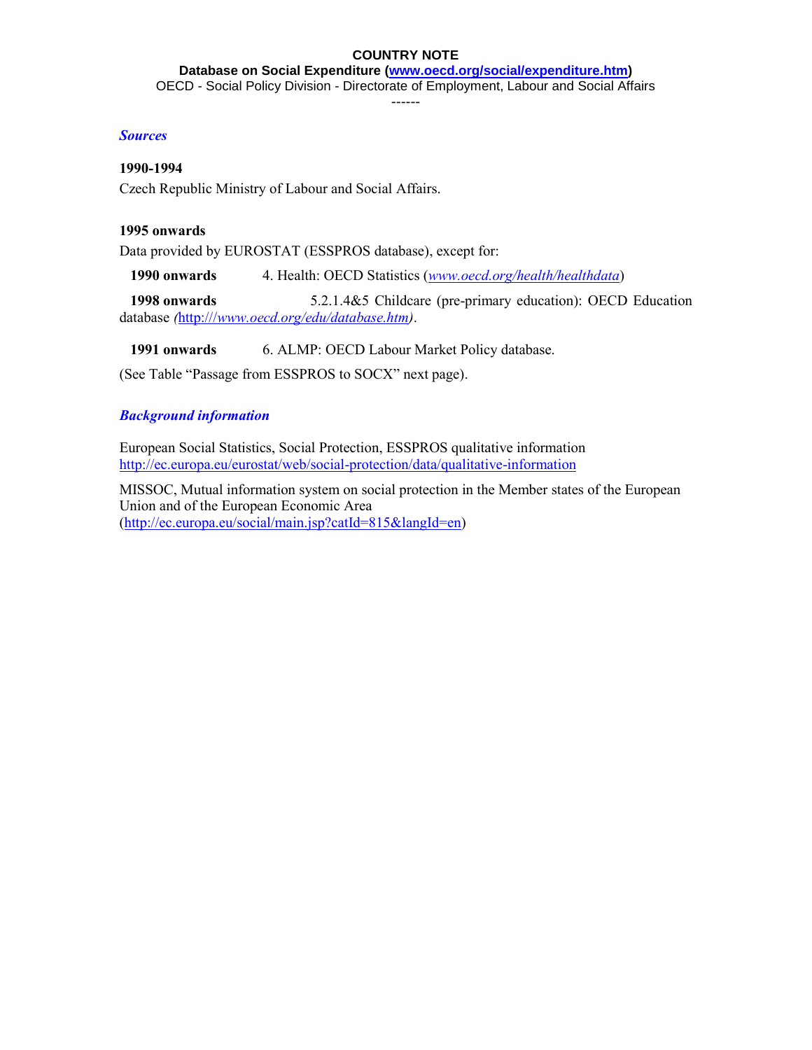**COUNTRY NOTE**

**Database on Social Expenditure ([www.oecd.org/social/expenditure.htm](www.oecd.org/social/expenditure.htm))**

OECD - Social Policy Division - Directorate of Employment, Labour and Social Affairs

------

### *Sources*

**1990-1994**

Czech Republic Ministry of Labour and Social Affairs.

**1995 onwards**

Data provided by EUROSTAT (ESSPROS database), except for:

**1990 onwards** 4. Health: OECD Statistics (*[www.oecd.org/health/healthdata](www.oecd.org/health/healthdata)*)

**1998 onwards** 5.2.1.4&5 Childcare (pre-primary education): OECD Education database *(*[http:///*www.oecd.org/edu/database.htm*](http:///www.oecd.org/edu/database.htm)*)*.

**1991 onwards** 6. ALMP: OECD Labour Market Policy database.

(See Table "Passage from ESSPROS to SOCX" next page).

### *Background information*

European Social Statistics, Social Protection, ESSPROS qualitative information
[http://ec.europa.eu/eurostat/web/social-protection/data/qualitative-information](http://ec.europa.eu/eurostat/web/social-protection/data/qualitative-information)

MISSOC, Mutual information system on social protection in the Member states of the European Union and of the European Economic Area
([http://ec.europa.eu/social/main.jsp?catId=815&langId=en](http://ec.europa.eu/social/main.jsp?catId=815&langId=en))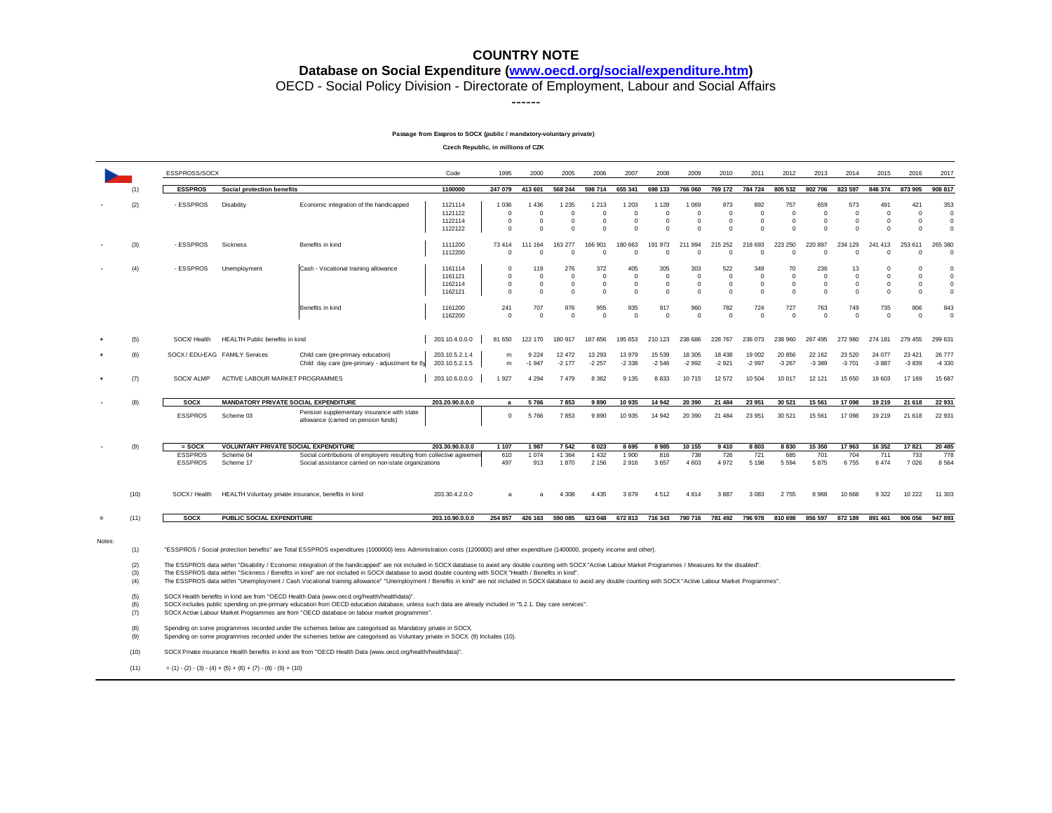# COUNTRY NOTE

## Database on Social Expenditure (www.oecd.org/social/expenditure.htm)

OECD - Social Policy Division - Directorate of Employment, Labour and Social Affairs

------

**Passage from Esspros to SOCX (public / mandatory-voluntary private)**

**Czech Republic, in millions of CZK**

| | | ESSPROSS/SOCX | | | Code | 1995 | 2000 | 2005 | 2006 | 2007 | 2008 | 2009 | 2010 | 2011 | 2012 | 2013 | 2014 | 2015 | 2016 | 2017 |
|---|---|---|---|---|---|---|---|---|---|---|---|---|---|---|---|---|---|---|---|---|
| | (1) | **ESSPROS** | **Social protection benefits** | | **1100000** | **247 079** | **413 601** | **568 244** | **598 714** | **655 341** | **698 133** | **766 060** | **769 172** | **784 724** | **805 532** | **802 706** | **823 597** | **846 374** | **873 905** | **908 817** |
| - | (2) | - ESSPROS | Disability | Economic integration of the handicapped | 1121114 | 1 036 | 1 436 | 1 235 | 1 213 | 1 203 | 1 128 | 1 069 | 973 | 892 | 757 | 659 | 573 | 491 | 421 | 353 |
| | | | | | 1121122 | 0 | 0 | 0 | 0 | 0 | 0 | 0 | 0 | 0 | 0 | 0 | 0 | 0 | 0 | 0 |
| | | | | | 1122114 | 0 | 0 | 0 | 0 | 0 | 0 | 0 | 0 | 0 | 0 | 0 | 0 | 0 | 0 | 0 |
| | | | | | 1122122 | 0 | 0 | 0 | 0 | 0 | 0 | 0 | 0 | 0 | 0 | 0 | 0 | 0 | 0 | 0 |
| - | (3) | - ESSPROS | Sickness | Benefits in kind | 1111200 | 73 414 | 111 164 | 163 277 | 166 901 | 180 663 | 191 973 | 211 994 | 215 252 | 218 693 | 223 250 | 220 897 | 234 129 | 241 413 | 253 611 | 265 380 |
| | | | | | 1112200 | 0 | 0 | 0 | 0 | 0 | 0 | 0 | 0 | 0 | 0 | 0 | 0 | 0 | 0 | 0 |
| - | (4) | - ESSPROS | Unemployment | Cash - Vocational training allowance | 1161114 | 0 | 119 | 276 | 372 | 405 | 305 | 303 | 522 | 349 | 70 | 236 | 13 | 0 | 0 | 0 |
| | | | | | 1161121 | 0 | 0 | 0 | 0 | 0 | 0 | 0 | 0 | 0 | 0 | 0 | 0 | 0 | 0 | 0 |
| | | | | | 1162114 | 0 | 0 | 0 | 0 | 0 | 0 | 0 | 0 | 0 | 0 | 0 | 0 | 0 | 0 | 0 |
| | | | | | 1162121 | 0 | 0 | 0 | 0 | 0 | 0 | 0 | 0 | 0 | 0 | 0 | 0 | 0 | 0 | 0 |
| | | | | Benefits in kind | 1161200 | 241 | 707 | 976 | 955 | 935 | 917 | 960 | 782 | 724 | 727 | 763 | 749 | 735 | 806 | 843 |
| | | | | | 1162200 | 0 | 0 | 0 | 0 | 0 | 0 | 0 | 0 | 0 | 0 | 0 | 0 | 0 | 0 | 0 |
| + | (5) | SOCX/ Health | HEALTH Public benefits in kind | | 203.10.4.0.0.0 | 81 650 | 122 170 | 180 917 | 187 856 | 195 653 | 210 123 | 238 686 | 228 767 | 236 073 | 238 960 | 267 495 | 272 980 | 274 181 | 279 455 | 299 631 |
| + | (6) | SOCX / EDU-EAG | FAMILY Services | Child care (pre-primary education) | 203.10.5.2.1.4 | m | 9 224 | 12 472 | 13 293 | 13 979 | 15 539 | 18 305 | 18 438 | 19 002 | 20 856 | 22 162 | 23 520 | 24 077 | 23 421 | 26 777 |
| | | | | Child day care (pre-primary - adjustment for 6) | 203.10.5.2.1.5 | m | -1 947 | -2 177 | -2 257 | -2 338 | -2 546 | -2 992 | -2 921 | -2 997 | -3 267 | -3 389 | -3 701 | -3 887 | -3 839 | -4 330 |
| + | (7) | SOCX/ ALMP | ACTIVE LABOUR MARKET PROGRAMMES | | 203.10.6.0.0.0 | 1 927 | 4 294 | 7 479 | 8 362 | 9 135 | 8 833 | 10 715 | 12 572 | 10 504 | 10 017 | 12 121 | 15 650 | 19 603 | 17 169 | 15 687 |
| - | (8) | **SOCX** | **MANDATORY PRIVATE SOCIAL EXPENDITURE** | | **203.20.90.0.0.0** | **a** | **5 766** | **7 853** | **9 890** | **10 935** | **14 942** | **20 390** | **21 484** | **23 951** | **30 521** | **15 561** | **17 098** | **19 219** | **21 618** | **22 931** |
| | | ESSPROS | Scheme 03 | Pension supplementary insurance with state allowance (carried on pension funds) | | 0 | 5 766 | 7 853 | 9 890 | 10 935 | 14 942 | 20 390 | 21 484 | 23 951 | 30 521 | 15 561 | 17 098 | 19 219 | 21 618 | 22 931 |
| - | (9) | **= SOCX** | **VOLUNTARY PRIVATE SOCIAL EXPENDITURE** | | **203.30.90.0.0.0** | **1 107** | **1 987** | **7 542** | **8 023** | **8 695** | **8 985** | **10 155** | **9 410** | **8 803** | **8 830** | **15 350** | **17 963** | **16 352** | **17 821** | **20 485** |
| | | ESSPROS | Scheme 04 | Social contributions of employers resulting from collective agreemen | | 610 | 1 074 | 1 364 | 1 432 | 1 900 | 816 | 738 | 726 | 721 | 685 | 701 | 704 | 711 | 733 | 778 |
| | | ESSPROS | Scheme 17 | Social assistance carried on non-state organizations | | 497 | 913 | 1 870 | 2 156 | 2 916 | 3 657 | 4 603 | 4 972 | 5 198 | 5 594 | 5 875 | 6 755 | 6 474 | 7 026 | 8 564 |
| | (10) | SOCX / Health | HEALTH Voluntary private insurance, benefits in kind | | 203.30.4.2.0.0 | a | a | 4 308 | 4 435 | 3 879 | 4 512 | 4 814 | 3 887 | 3 083 | 2 755 | 8 968 | 10 668 | 9 322 | 10 222 | 11 303 |
| = | (11) | **SOCX** | **PUBLIC SOCIAL EXPENDITURE** | | **203.10.90.0.0.0** | **254 857** | **426 163** | **590 085** | **623 048** | **672 813** | **716 343** | **790 716** | **781 492** | **796 978** | **810 698** | **856 597** | **872 189** | **891 461** | **906 056** | **947 893** |

Notes:

(1) "ESSPROS / Social protection benefits" are Total ESSPROS expenditures (1000000) less Adiministration costs (1200000) and other expenditure (1400000, property income and other).

(2) The ESSPROS data within "Disability / Economic integration of the handicapped" are not included in SOCX database to avoid any double counting with SOCX "Active Labour Market Programmes / Measures for the disabled".
(3) The ESSPROS data within "Sickness / Benefits in kind" are not included in SOCX database to avoid double counting with SOCX "Health / Benefits in kind".
(4) The ESSPROS data within "Unemployment / Cash Vocational training allowance" "Unemployment / Benefits in kind" are not included in SOCX database to avoid any double counting with SOCX "Active Labour Market Programmes".

(5) SOCX Health benefits in kind are from "OECD Health Data (www.oecd.org/health/healthdata)".
(6) SOCX includes public spending on pre-primary education from OECD education database, unless such data are already included in "5.2.1. Day care services".
(7) SOCX Active Labour Market Programmes are from "OECD database on labour market programmes".

(8) Spending on some programmes recorded under the schemes below are categorised as Mandatory private in SOCX
(9) Spending on some programmes recorded under the schemes below are categorised as Voluntary private in SOCX. (9) Includes (10).

(10) SOCX Private insurance Health benefits in kind are from "OECD Health Data (www.oecd.org/health/healthdata)".

(11) = (1) - (2) - (3) - (4) + (5) + (6) + (7) - (8) - (9) + (10)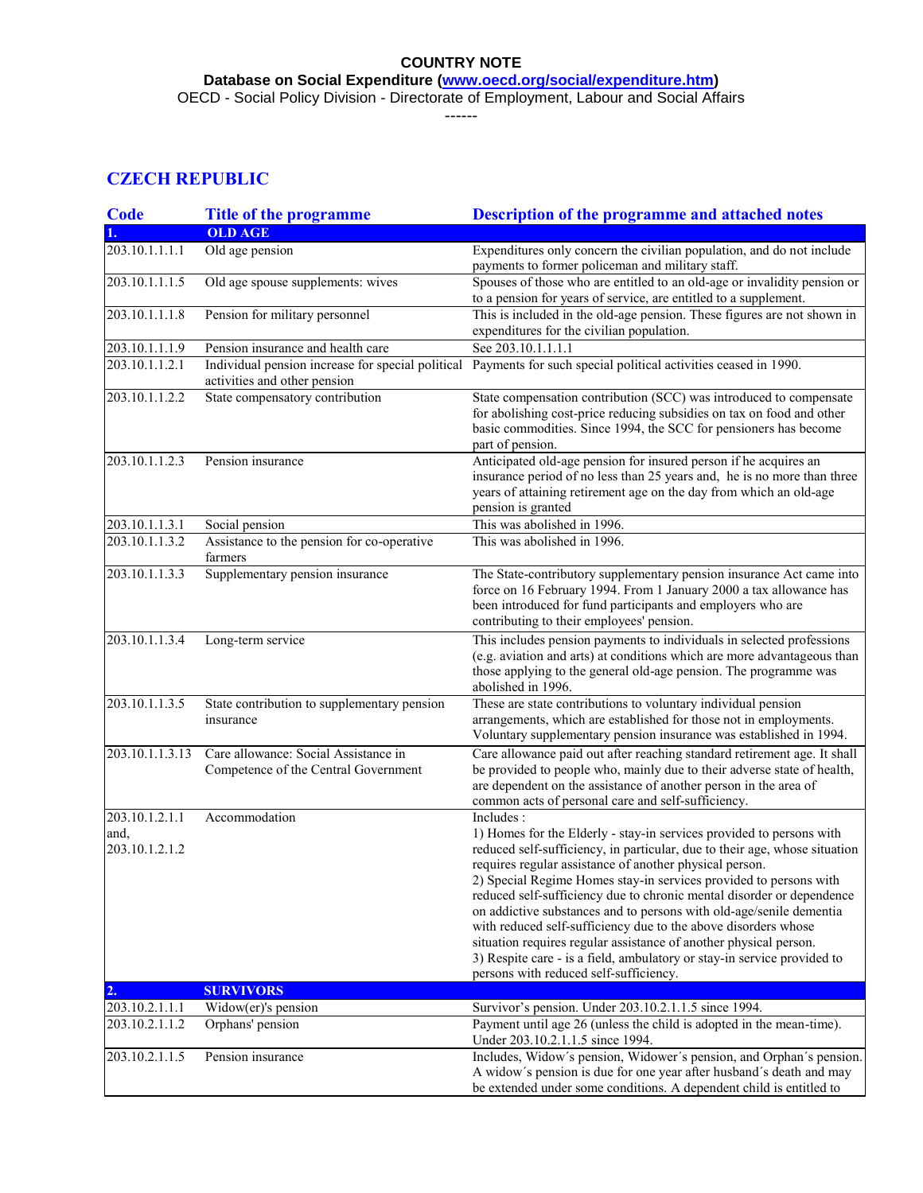**COUNTRY NOTE**

**Database on Social Expenditure ([www.oecd.org/social/expenditure.htm](www.oecd.org/social/expenditure.htm))**

OECD - Social Policy Division - Directorate of Employment, Labour and Social Affairs

------

## CZECH REPUBLIC

| Code | Title of the programme | Description of the programme and attached notes |
|---|---|---|
| **1.** | **OLD AGE** | |
| 203.10.1.1.1.1 | Old age pension | Expenditures only concern the civilian population, and do not include payments to former policeman and military staff. |
| 203.10.1.1.1.5 | Old age spouse supplements: wives | Spouses of those who are entitled to an old-age or invalidity pension or to a pension for years of service, are entitled to a supplement. |
| 203.10.1.1.1.8 | Pension for military personnel | This is included in the old-age pension. These figures are not shown in expenditures for the civilian population. |
| 203.10.1.1.1.9 | Pension insurance and health care | See 203.10.1.1.1.1 |
| 203.10.1.1.2.1 | Individual pension increase for special political activities and other pension | Payments for such special political activities ceased in 1990. |
| 203.10.1.1.2.2 | State compensatory contribution | State compensation contribution (SCC) was introduced to compensate for abolishing cost-price reducing subsidies on tax on food and other basic commodities. Since 1994, the SCC for pensioners has become part of pension. |
| 203.10.1.1.2.3 | Pension insurance | Anticipated old-age pension for insured person if he acquires an insurance period of no less than 25 years and, he is no more than three years of attaining retirement age on the day from which an old-age pension is granted |
| 203.10.1.1.3.1 | Social pension | This was abolished in 1996. |
| 203.10.1.1.3.2 | Assistance to the pension for co-operative farmers | This was abolished in 1996. |
| 203.10.1.1.3.3 | Supplementary pension insurance | The State-contributory supplementary pension insurance Act came into force on 16 February 1994. From 1 January 2000 a tax allowance has been introduced for fund participants and employers who are contributing to their employees' pension. |
| 203.10.1.1.3.4 | Long-term service | This includes pension payments to individuals in selected professions (e.g. aviation and arts) at conditions which are more advantageous than those applying to the general old-age pension. The programme was abolished in 1996. |
| 203.10.1.1.3.5 | State contribution to supplementary pension insurance | These are state contributions to voluntary individual pension arrangements, which are established for those not in employments. Voluntary supplementary pension insurance was established in 1994. |
| 203.10.1.1.3.13 | Care allowance: Social Assistance in Competence of the Central Government | Care allowance paid out after reaching standard retirement age. It shall be provided to people who, mainly due to their adverse state of health, are dependent on the assistance of another person in the area of common acts of personal care and self-sufficiency. |
| 203.10.1.2.1.1 and, 203.10.1.2.1.2 | Accommodation | Includes :<br>1) Homes for the Elderly - stay-in services provided to persons with reduced self-sufficiency, in particular, due to their age, whose situation requires regular assistance of another physical person.<br>2) Special Regime Homes stay-in services provided to persons with reduced self-sufficiency due to chronic mental disorder or dependence on addictive substances and to persons with old-age/senile dementia with reduced self-sufficiency due to the above disorders whose situation requires regular assistance of another physical person.<br>3) Respite care - is a field, ambulatory or stay-in service provided to persons with reduced self-sufficiency. |
| **2.** | **SURVIVORS** | |
| 203.10.2.1.1.1 | Widow(er)'s pension | Survivor's pension. Under 203.10.2.1.1.5 since 1994. |
| 203.10.2.1.1.2 | Orphans' pension | Payment until age 26 (unless the child is adopted in the mean-time). Under 203.10.2.1.1.5 since 1994. |
| 203.10.2.1.1.5 | Pension insurance | Includes, Widow´s pension, Widower´s pension, and Orphan´s pension. A widow´s pension is due for one year after husband´s death and may be extended under some conditions. A dependent child is entitled to |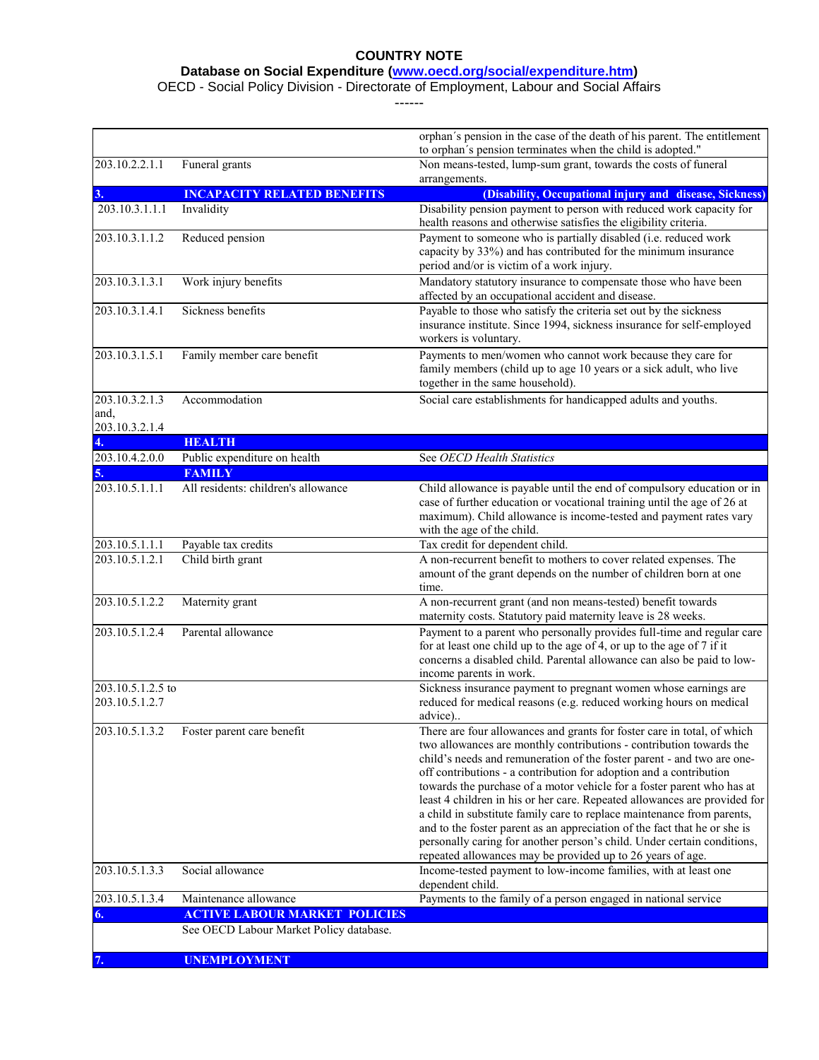# COUNTRY NOTE

**Database on Social Expenditure (www.oecd.org/social/expenditure.htm)**

OECD - Social Policy Division - Directorate of Employment, Labour and Social Affairs

------

| | | |
|---|---|---|
| | | orphan´s pension in the case of the death of his parent. The entitlement to orphan´s pension terminates when the child is adopted." |
| 203.10.2.2.1.1 | Funeral grants | Non means-tested, lump-sum grant, towards the costs of funeral arrangements. |
| **3.** | **INCAPACITY RELATED BENEFITS** | **(Disability, Occupational injury and disease, Sickness)** |
| 203.10.3.1.1.1 | Invalidity | Disability pension payment to person with reduced work capacity for health reasons and otherwise satisfies the eligibility criteria. |
| 203.10.3.1.1.2 | Reduced pension | Payment to someone who is partially disabled (i.e. reduced work capacity by 33%) and has contributed for the minimum insurance period and/or is victim of a work injury. |
| 203.10.3.1.3.1 | Work injury benefits | Mandatory statutory insurance to compensate those who have been affected by an occupational accident and disease. |
| 203.10.3.1.4.1 | Sickness benefits | Payable to those who satisfy the criteria set out by the sickness insurance institute. Since 1994, sickness insurance for self-employed workers is voluntary. |
| 203.10.3.1.5.1 | Family member care benefit | Payments to men/women who cannot work because they care for family members (child up to age 10 years or a sick adult, who live together in the same household). |
| 203.10.3.2.1.3 and, 203.10.3.2.1.4 | Accommodation | Social care establishments for handicapped adults and youths. |
| **4.** | **HEALTH** | |
| 203.10.4.2.0.0 | Public expenditure on health | See *OECD Health Statistics* |
| **5.** | **FAMILY** | |
| 203.10.5.1.1.1 | All residents: children's allowance | Child allowance is payable until the end of compulsory education or in case of further education or vocational training until the age of 26 at maximum). Child allowance is income-tested and payment rates vary with the age of the child. |
| 203.10.5.1.1.1 | Payable tax credits | Tax credit for dependent child. |
| 203.10.5.1.2.1 | Child birth grant | A non-recurrent benefit to mothers to cover related expenses. The amount of the grant depends on the number of children born at one time. |
| 203.10.5.1.2.2 | Maternity grant | A non-recurrent grant (and non means-tested) benefit towards maternity costs. Statutory paid maternity leave is 28 weeks. |
| 203.10.5.1.2.4 | Parental allowance | Payment to a parent who personally provides full-time and regular care for at least one child up to the age of 4, or up to the age of 7 if it concerns a disabled child. Parental allowance can also be paid to low-income parents in work. |
| 203.10.5.1.2.5 to 203.10.5.1.2.7 | | Sickness insurance payment to pregnant women whose earnings are reduced for medical reasons (e.g. reduced working hours on medical advice).. |
| 203.10.5.1.3.2 | Foster parent care benefit | There are four allowances and grants for foster care in total, of which two allowances are monthly contributions - contribution towards the child's needs and remuneration of the foster parent - and two are one-off contributions - a contribution for adoption and a contribution towards the purchase of a motor vehicle for a foster parent who has at least 4 children in his or her care. Repeated allowances are provided for a child in substitute family care to replace maintenance from parents, and to the foster parent as an appreciation of the fact that he or she is personally caring for another person's child. Under certain conditions, repeated allowances may be provided up to 26 years of age. |
| 203.10.5.1.3.3 | Social allowance | Income-tested payment to low-income families, with at least one dependent child. |
| 203.10.5.1.3.4 | Maintenance allowance | Payments to the family of a person engaged in national service |
| **6.** | **ACTIVE LABOUR MARKET POLICIES** | |
| | See OECD Labour Market Policy database. | |
| **7.** | **UNEMPLOYMENT** | |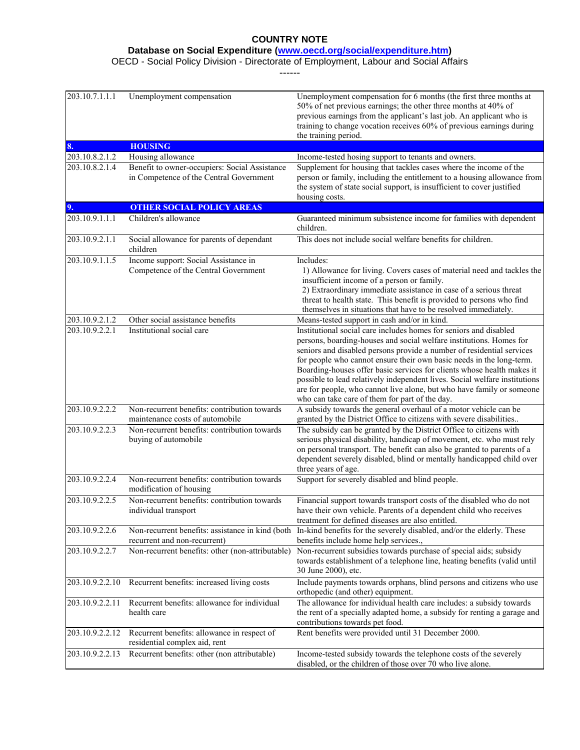**COUNTRY NOTE**

**Database on Social Expenditure (www.oecd.org/social/expenditure.htm)**

OECD - Social Policy Division - Directorate of Employment, Labour and Social Affairs

------

| | | |
|---|---|---|
| 203.10.7.1.1.1 | Unemployment compensation | Unemployment compensation for 6 months (the first three months at 50% of net previous earnings; the other three months at 40% of previous earnings from the applicant's last job. An applicant who is training to change vocation receives 60% of previous earnings during the training period. |
| **8.** | **HOUSING** | |
| 203.10.8.2.1.2 | Housing allowance | Income-tested hosing support to tenants and owners. |
| 203.10.8.2.1.4 | Benefit to owner-occupiers: Social Assistance in Competence of the Central Government | Supplement for housing that tackles cases where the income of the person or family, including the entitlement to a housing allowance from the system of state social support, is insufficient to cover justified housing costs. |
| **9.** | **OTHER SOCIAL POLICY AREAS** | |
| 203.10.9.1.1.1 | Children's allowance | Guaranteed minimum subsistence income for families with dependent children. |
| 203.10.9.2.1.1 | Social allowance for parents of dependant children | This does not include social welfare benefits for children. |
| 203.10.9.1.1.5 | Income support: Social Assistance in Competence of the Central Government | Includes: 1) Allowance for living. Covers cases of material need and tackles the insufficient income of a person or family. 2) Extraordinary immediate assistance in case of a serious threat threat to health state. This benefit is provided to persons who find themselves in situations that have to be resolved immediately. |
| 203.10.9.2.1.2 | Other social assistance benefits | Means-tested support in cash and/or in kind. |
| 203.10.9.2.2.1 | Institutional social care | Institutional social care includes homes for seniors and disabled persons, boarding-houses and social welfare institutions. Homes for seniors and disabled persons provide a number of residential services for people who cannot ensure their own basic needs in the long-term. Boarding-houses offer basic services for clients whose health makes it possible to lead relatively independent lives. Social welfare institutions are for people, who cannot live alone, but who have family or someone who can take care of them for part of the day. |
| 203.10.9.2.2.2 | Non-recurrent benefits: contribution towards maintenance costs of automobile | A subsidy towards the general overhaul of a motor vehicle can be granted by the District Office to citizens with severe disabilities.. |
| 203.10.9.2.2.3 | Non-recurrent benefits: contribution towards buying of automobile | The subsidy can be granted by the District Office to citizens with serious physical disability, handicap of movement, etc. who must rely on personal transport. The benefit can also be granted to parents of a dependent severely disabled, blind or mentally handicapped child over three years of age. |
| 203.10.9.2.2.4 | Non-recurrent benefits: contribution towards modification of housing | Support for severely disabled and blind people. |
| 203.10.9.2.2.5 | Non-recurrent benefits: contribution towards individual transport | Financial support towards transport costs of the disabled who do not have their own vehicle. Parents of a dependent child who receives treatment for defined diseases are also entitled. |
| 203.10.9.2.2.6 | Non-recurrent benefits: assistance in kind (both recurrent and non-recurrent) | In-kind benefits for the severely disabled, and/or the elderly. These benefits include home help services., |
| 203.10.9.2.2.7 | Non-recurrent benefits: other (non-attributable) | Non-recurrent subsidies towards purchase of special aids; subsidy towards establishment of a telephone line, heating benefits (valid until 30 June 2000), etc. |
| 203.10.9.2.2.10 | Recurrent benefits: increased living costs | Include payments towards orphans, blind persons and citizens who use orthopedic (and other) equipment. |
| 203.10.9.2.2.11 | Recurrent benefits: allowance for individual health care | The allowance for individual health care includes: a subsidy towards the rent of a specially adapted home, a subsidy for renting a garage and contributions towards pet food. |
| 203.10.9.2.2.12 | Recurrent benefits: allowance in respect of residential complex aid, rent | Rent benefits were provided until 31 December 2000. |
| 203.10.9.2.2.13 | Recurrent benefits: other (non attributable) | Income-tested subsidy towards the telephone costs of the severely disabled, or the children of those over 70 who live alone. |